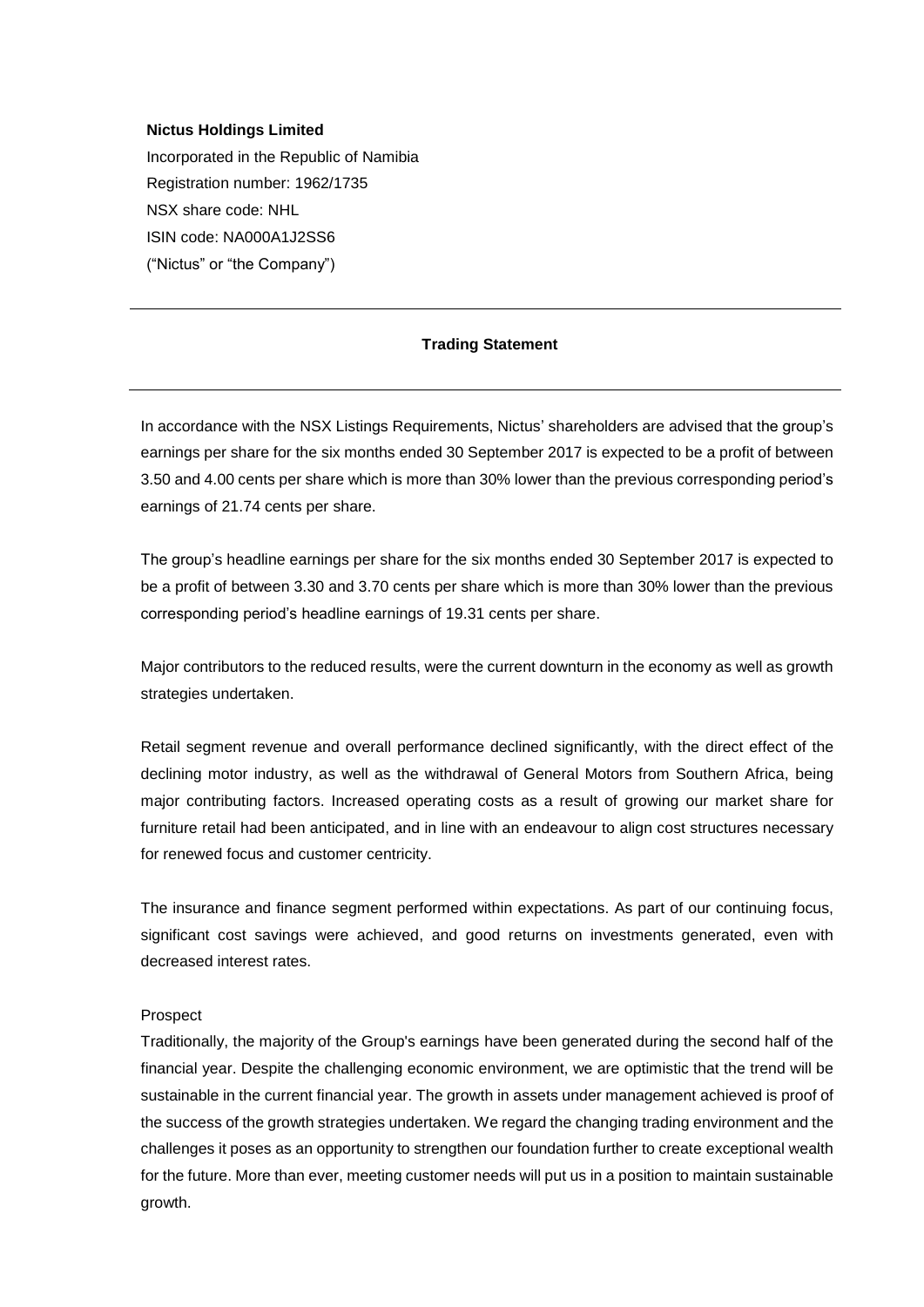**Nictus Holdings Limited**

Incorporated in the Republic of Namibia
Registration number: 1962/1735
NSX share code: NHL
ISIN code: NA000A1J2SS6
("Nictus" or "the Company")

---

**Trading Statement**

---

In accordance with the NSX Listings Requirements, Nictus' shareholders are advised that the group's earnings per share for the six months ended 30 September 2017 is expected to be a profit of between 3.50 and 4.00 cents per share which is more than 30% lower than the previous corresponding period's earnings of 21.74 cents per share.

The group's headline earnings per share for the six months ended 30 September 2017 is expected to be a profit of between 3.30 and 3.70 cents per share which is more than 30% lower than the previous corresponding period's headline earnings of 19.31 cents per share.

Major contributors to the reduced results, were the current downturn in the economy as well as growth strategies undertaken.

Retail segment revenue and overall performance declined significantly, with the direct effect of the declining motor industry, as well as the withdrawal of General Motors from Southern Africa, being major contributing factors. Increased operating costs as a result of growing our market share for furniture retail had been anticipated, and in line with an endeavour to align cost structures necessary for renewed focus and customer centricity.

The insurance and finance segment performed within expectations. As part of our continuing focus, significant cost savings were achieved, and good returns on investments generated, even with decreased interest rates.

Prospect

Traditionally, the majority of the Group's earnings have been generated during the second half of the financial year. Despite the challenging economic environment, we are optimistic that the trend will be sustainable in the current financial year. The growth in assets under management achieved is proof of the success of the growth strategies undertaken. We regard the changing trading environment and the challenges it poses as an opportunity to strengthen our foundation further to create exceptional wealth for the future. More than ever, meeting customer needs will put us in a position to maintain sustainable growth.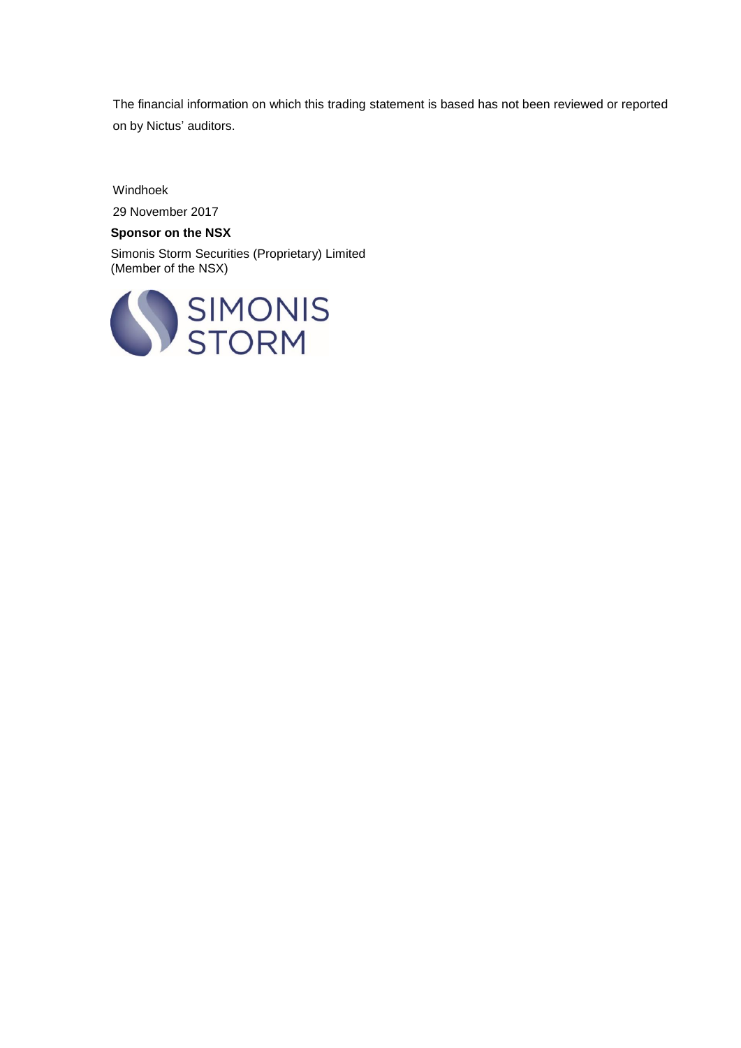The financial information on which this trading statement is based has not been reviewed or reported on by Nictus' auditors.

Windhoek

29 November 2017

**Sponsor on the NSX**

Simonis Storm Securities (Proprietary) Limited
(Member of the NSX)

SIMONIS STORM